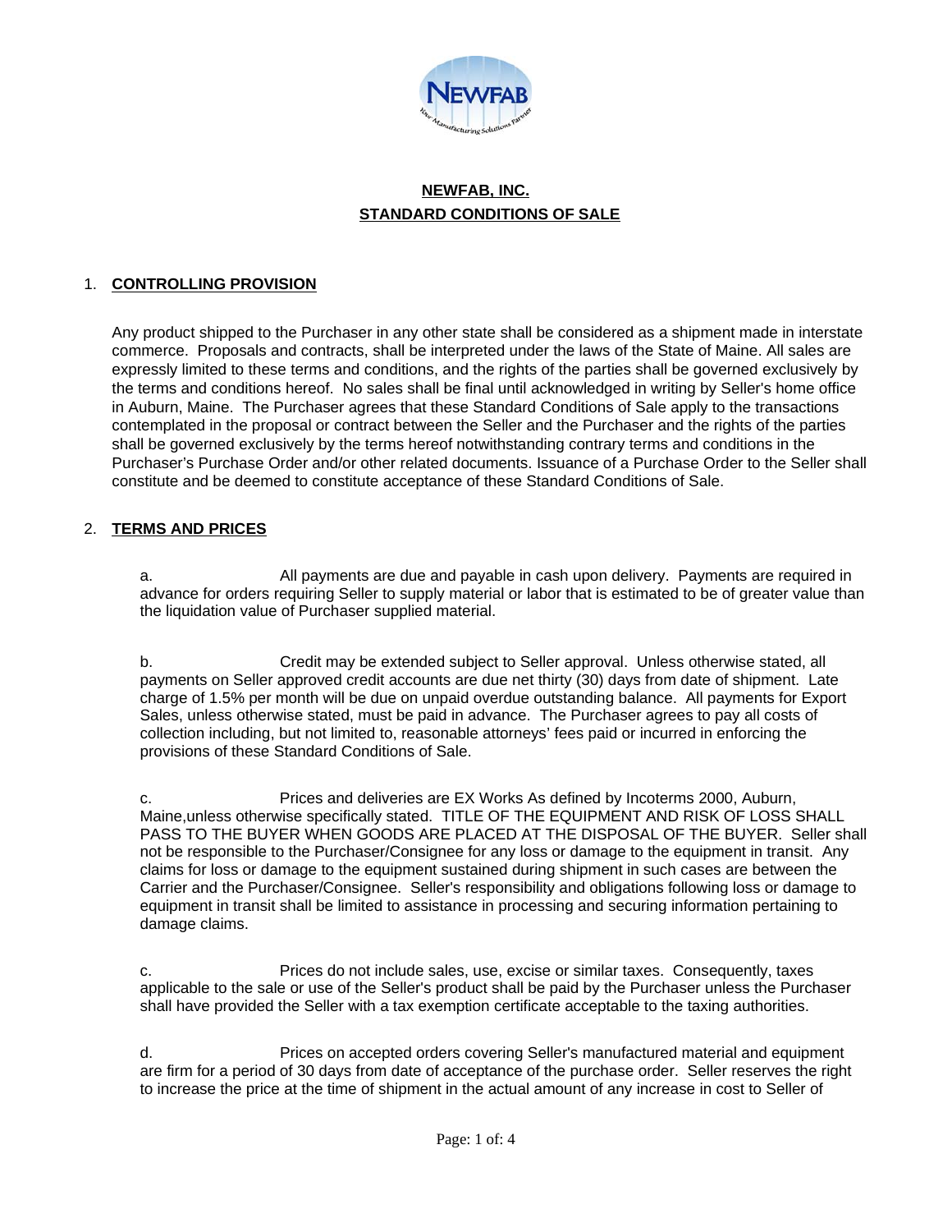# NEWFAB, INC.
# STANDARD CONDITIONS OF SALE

## 1. CONTROLLING PROVISION

Any product shipped to the Purchaser in any other state shall be considered as a shipment made in interstate commerce. Proposals and contracts, shall be interpreted under the laws of the State of Maine. All sales are expressly limited to these terms and conditions, and the rights of the parties shall be governed exclusively by the terms and conditions hereof. No sales shall be final until acknowledged in writing by Seller's home office in Auburn, Maine. The Purchaser agrees that these Standard Conditions of Sale apply to the transactions contemplated in the proposal or contract between the Seller and the Purchaser and the rights of the parties shall be governed exclusively by the terms hereof notwithstanding contrary terms and conditions in the Purchaser's Purchase Order and/or other related documents. Issuance of a Purchase Order to the Seller shall constitute and be deemed to constitute acceptance of these Standard Conditions of Sale.

## 2. TERMS AND PRICES

a. All payments are due and payable in cash upon delivery. Payments are required in advance for orders requiring Seller to supply material or labor that is estimated to be of greater value than the liquidation value of Purchaser supplied material.

b. Credit may be extended subject to Seller approval. Unless otherwise stated, all payments on Seller approved credit accounts are due net thirty (30) days from date of shipment. Late charge of 1.5% per month will be due on unpaid overdue outstanding balance. All payments for Export Sales, unless otherwise stated, must be paid in advance. The Purchaser agrees to pay all costs of collection including, but not limited to, reasonable attorneys' fees paid or incurred in enforcing the provisions of these Standard Conditions of Sale.

c. Prices and deliveries are EX Works As defined by Incoterms 2000, Auburn, Maine,unless otherwise specifically stated. TITLE OF THE EQUIPMENT AND RISK OF LOSS SHALL PASS TO THE BUYER WHEN GOODS ARE PLACED AT THE DISPOSAL OF THE BUYER. Seller shall not be responsible to the Purchaser/Consignee for any loss or damage to the equipment in transit. Any claims for loss or damage to the equipment sustained during shipment in such cases are between the Carrier and the Purchaser/Consignee. Seller's responsibility and obligations following loss or damage to equipment in transit shall be limited to assistance in processing and securing information pertaining to damage claims.

c. Prices do not include sales, use, excise or similar taxes. Consequently, taxes applicable to the sale or use of the Seller's product shall be paid by the Purchaser unless the Purchaser shall have provided the Seller with a tax exemption certificate acceptable to the taxing authorities.

d. Prices on accepted orders covering Seller's manufactured material and equipment are firm for a period of 30 days from date of acceptance of the purchase order. Seller reserves the right to increase the price at the time of shipment in the actual amount of any increase in cost to Seller of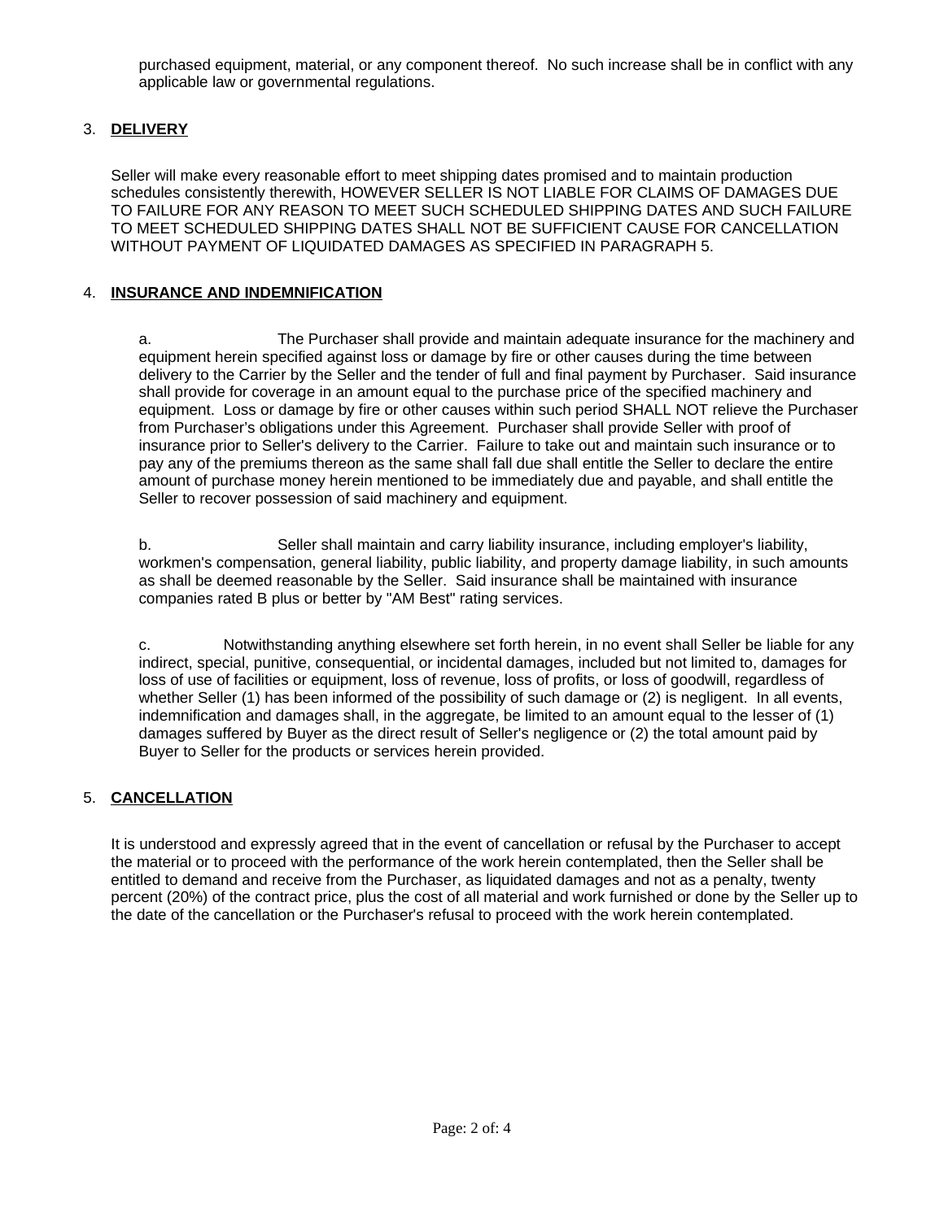purchased equipment, material, or any component thereof. No such increase shall be in conflict with any applicable law or governmental regulations.

3. **DELIVERY**

Seller will make every reasonable effort to meet shipping dates promised and to maintain production schedules consistently therewith, HOWEVER SELLER IS NOT LIABLE FOR CLAIMS OF DAMAGES DUE TO FAILURE FOR ANY REASON TO MEET SUCH SCHEDULED SHIPPING DATES AND SUCH FAILURE TO MEET SCHEDULED SHIPPING DATES SHALL NOT BE SUFFICIENT CAUSE FOR CANCELLATION WITHOUT PAYMENT OF LIQUIDATED DAMAGES AS SPECIFIED IN PARAGRAPH 5.

4. **INSURANCE AND INDEMNIFICATION**

a. The Purchaser shall provide and maintain adequate insurance for the machinery and equipment herein specified against loss or damage by fire or other causes during the time between delivery to the Carrier by the Seller and the tender of full and final payment by Purchaser. Said insurance shall provide for coverage in an amount equal to the purchase price of the specified machinery and equipment. Loss or damage by fire or other causes within such period SHALL NOT relieve the Purchaser from Purchaser's obligations under this Agreement. Purchaser shall provide Seller with proof of insurance prior to Seller's delivery to the Carrier. Failure to take out and maintain such insurance or to pay any of the premiums thereon as the same shall fall due shall entitle the Seller to declare the entire amount of purchase money herein mentioned to be immediately due and payable, and shall entitle the Seller to recover possession of said machinery and equipment.

b. Seller shall maintain and carry liability insurance, including employer's liability, workmen's compensation, general liability, public liability, and property damage liability, in such amounts as shall be deemed reasonable by the Seller. Said insurance shall be maintained with insurance companies rated B plus or better by "AM Best" rating services.

c. Notwithstanding anything elsewhere set forth herein, in no event shall Seller be liable for any indirect, special, punitive, consequential, or incidental damages, included but not limited to, damages for loss of use of facilities or equipment, loss of revenue, loss of profits, or loss of goodwill, regardless of whether Seller (1) has been informed of the possibility of such damage or (2) is negligent. In all events, indemnification and damages shall, in the aggregate, be limited to an amount equal to the lesser of (1) damages suffered by Buyer as the direct result of Seller's negligence or (2) the total amount paid by Buyer to Seller for the products or services herein provided.

5. **CANCELLATION**

It is understood and expressly agreed that in the event of cancellation or refusal by the Purchaser to accept the material or to proceed with the performance of the work herein contemplated, then the Seller shall be entitled to demand and receive from the Purchaser, as liquidated damages and not as a penalty, twenty percent (20%) of the contract price, plus the cost of all material and work furnished or done by the Seller up to the date of the cancellation or the Purchaser's refusal to proceed with the work herein contemplated.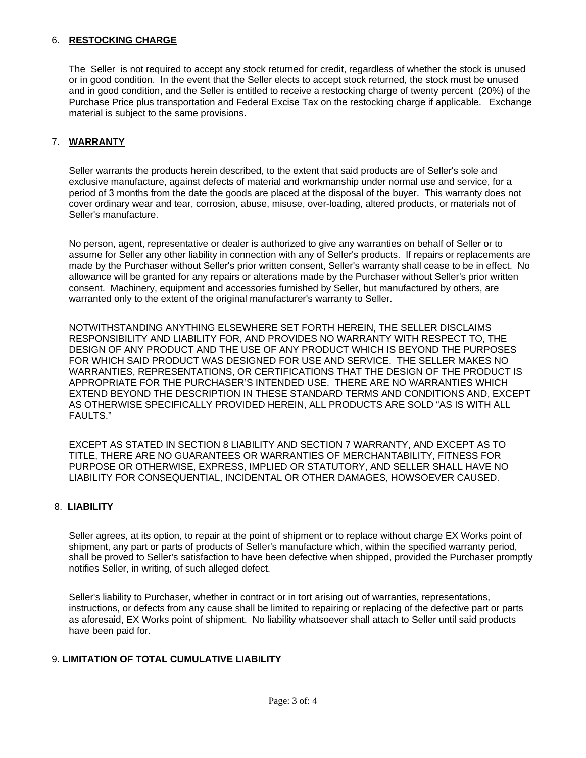## 6. **RESTOCKING CHARGE**

The Seller is not required to accept any stock returned for credit, regardless of whether the stock is unused or in good condition. In the event that the Seller elects to accept stock returned, the stock must be unused and in good condition, and the Seller is entitled to receive a restocking charge of twenty percent (20%) of the Purchase Price plus transportation and Federal Excise Tax on the restocking charge if applicable. Exchange material is subject to the same provisions.

## 7. **WARRANTY**

Seller warrants the products herein described, to the extent that said products are of Seller's sole and exclusive manufacture, against defects of material and workmanship under normal use and service, for a period of 3 months from the date the goods are placed at the disposal of the buyer. This warranty does not cover ordinary wear and tear, corrosion, abuse, misuse, over-loading, altered products, or materials not of Seller's manufacture.

No person, agent, representative or dealer is authorized to give any warranties on behalf of Seller or to assume for Seller any other liability in connection with any of Seller's products. If repairs or replacements are made by the Purchaser without Seller's prior written consent, Seller's warranty shall cease to be in effect. No allowance will be granted for any repairs or alterations made by the Purchaser without Seller's prior written consent. Machinery, equipment and accessories furnished by Seller, but manufactured by others, are warranted only to the extent of the original manufacturer's warranty to Seller.

NOTWITHSTANDING ANYTHING ELSEWHERE SET FORTH HEREIN, THE SELLER DISCLAIMS RESPONSIBILITY AND LIABILITY FOR, AND PROVIDES NO WARRANTY WITH RESPECT TO, THE DESIGN OF ANY PRODUCT AND THE USE OF ANY PRODUCT WHICH IS BEYOND THE PURPOSES FOR WHICH SAID PRODUCT WAS DESIGNED FOR USE AND SERVICE. THE SELLER MAKES NO WARRANTIES, REPRESENTATIONS, OR CERTIFICATIONS THAT THE DESIGN OF THE PRODUCT IS APPROPRIATE FOR THE PURCHASER'S INTENDED USE. THERE ARE NO WARRANTIES WHICH EXTEND BEYOND THE DESCRIPTION IN THESE STANDARD TERMS AND CONDITIONS AND, EXCEPT AS OTHERWISE SPECIFICALLY PROVIDED HEREIN, ALL PRODUCTS ARE SOLD "AS IS WITH ALL FAULTS."

EXCEPT AS STATED IN SECTION 8 LIABILITY AND SECTION 7 WARRANTY, AND EXCEPT AS TO TITLE, THERE ARE NO GUARANTEES OR WARRANTIES OF MERCHANTABILITY, FITNESS FOR PURPOSE OR OTHERWISE, EXPRESS, IMPLIED OR STATUTORY, AND SELLER SHALL HAVE NO LIABILITY FOR CONSEQUENTIAL, INCIDENTAL OR OTHER DAMAGES, HOWSOEVER CAUSED.

## 8. **LIABILITY**

Seller agrees, at its option, to repair at the point of shipment or to replace without charge EX Works point of shipment, any part or parts of products of Seller's manufacture which, within the specified warranty period, shall be proved to Seller's satisfaction to have been defective when shipped, provided the Purchaser promptly notifies Seller, in writing, of such alleged defect.

Seller's liability to Purchaser, whether in contract or in tort arising out of warranties, representations, instructions, or defects from any cause shall be limited to repairing or replacing of the defective part or parts as aforesaid, EX Works point of shipment. No liability whatsoever shall attach to Seller until said products have been paid for.

## 9. **LIMITATION OF TOTAL CUMULATIVE LIABILITY**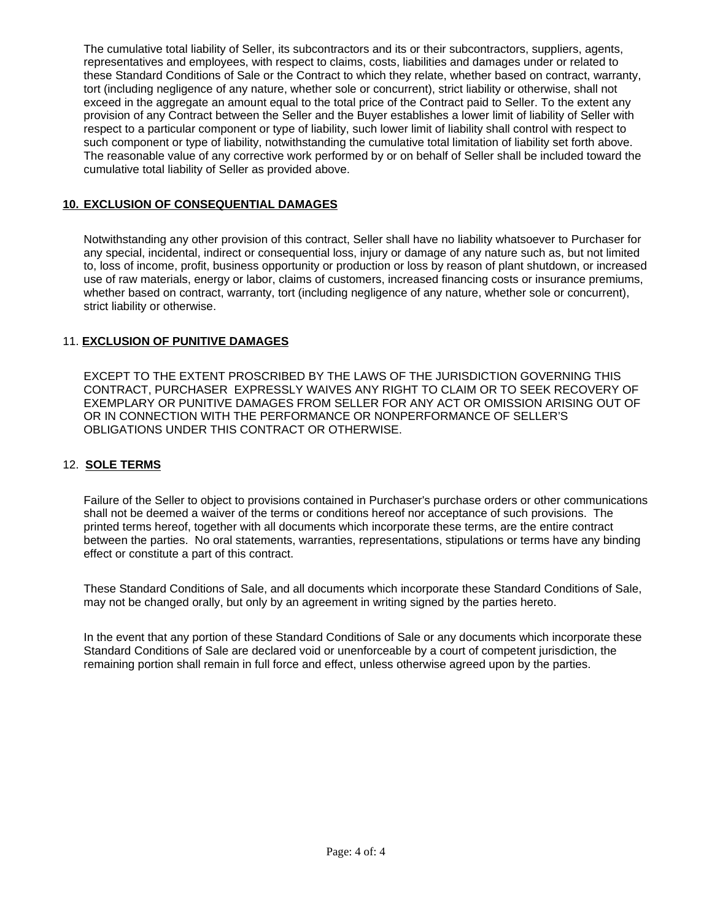The cumulative total liability of Seller, its subcontractors and its or their subcontractors, suppliers, agents, representatives and employees, with respect to claims, costs, liabilities and damages under or related to these Standard Conditions of Sale or the Contract to which they relate, whether based on contract, warranty, tort (including negligence of any nature, whether sole or concurrent), strict liability or otherwise, shall not exceed in the aggregate an amount equal to the total price of the Contract paid to Seller. To the extent any provision of any Contract between the Seller and the Buyer establishes a lower limit of liability of Seller with respect to a particular component or type of liability, such lower limit of liability shall control with respect to such component or type of liability, notwithstanding the cumulative total limitation of liability set forth above. The reasonable value of any corrective work performed by or on behalf of Seller shall be included toward the cumulative total liability of Seller as provided above.

## 10. EXCLUSION OF CONSEQUENTIAL DAMAGES

Notwithstanding any other provision of this contract, Seller shall have no liability whatsoever to Purchaser for any special, incidental, indirect or consequential loss, injury or damage of any nature such as, but not limited to, loss of income, profit, business opportunity or production or loss by reason of plant shutdown, or increased use of raw materials, energy or labor, claims of customers, increased financing costs or insurance premiums, whether based on contract, warranty, tort (including negligence of any nature, whether sole or concurrent), strict liability or otherwise.

## 11. EXCLUSION OF PUNITIVE DAMAGES

EXCEPT TO THE EXTENT PROSCRIBED BY THE LAWS OF THE JURISDICTION GOVERNING THIS CONTRACT, PURCHASER EXPRESSLY WAIVES ANY RIGHT TO CLAIM OR TO SEEK RECOVERY OF EXEMPLARY OR PUNITIVE DAMAGES FROM SELLER FOR ANY ACT OR OMISSION ARISING OUT OF OR IN CONNECTION WITH THE PERFORMANCE OR NONPERFORMANCE OF SELLER'S OBLIGATIONS UNDER THIS CONTRACT OR OTHERWISE.

## 12. SOLE TERMS

Failure of the Seller to object to provisions contained in Purchaser's purchase orders or other communications shall not be deemed a waiver of the terms or conditions hereof nor acceptance of such provisions. The printed terms hereof, together with all documents which incorporate these terms, are the entire contract between the parties. No oral statements, warranties, representations, stipulations or terms have any binding effect or constitute a part of this contract.

These Standard Conditions of Sale, and all documents which incorporate these Standard Conditions of Sale, may not be changed orally, but only by an agreement in writing signed by the parties hereto.

In the event that any portion of these Standard Conditions of Sale or any documents which incorporate these Standard Conditions of Sale are declared void or unenforceable by a court of competent jurisdiction, the remaining portion shall remain in full force and effect, unless otherwise agreed upon by the parties.